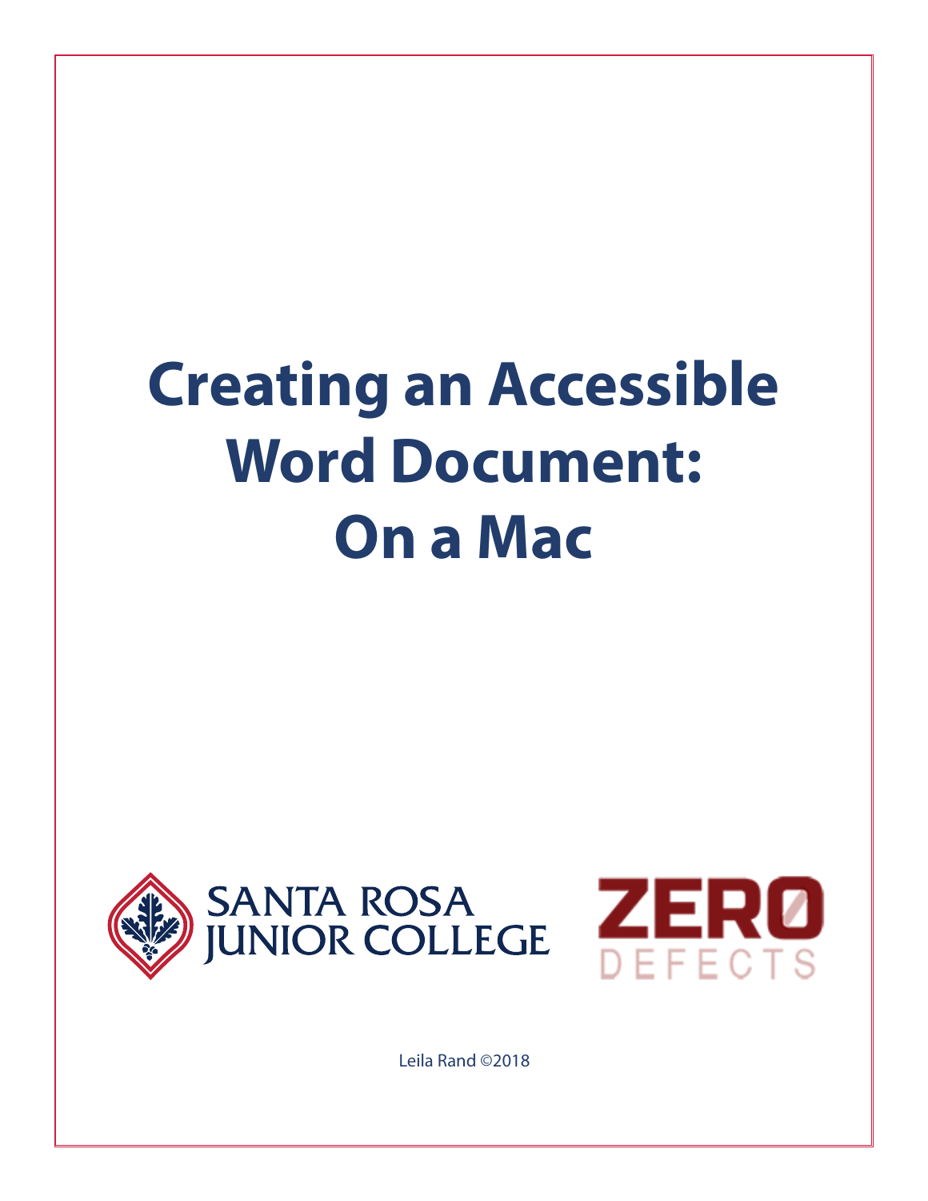# Creating an Accessible Word Document: On a Mac

SANTA ROSA JUNIOR COLLEGE

ZERO DEFECTS

Leila Rand ©2018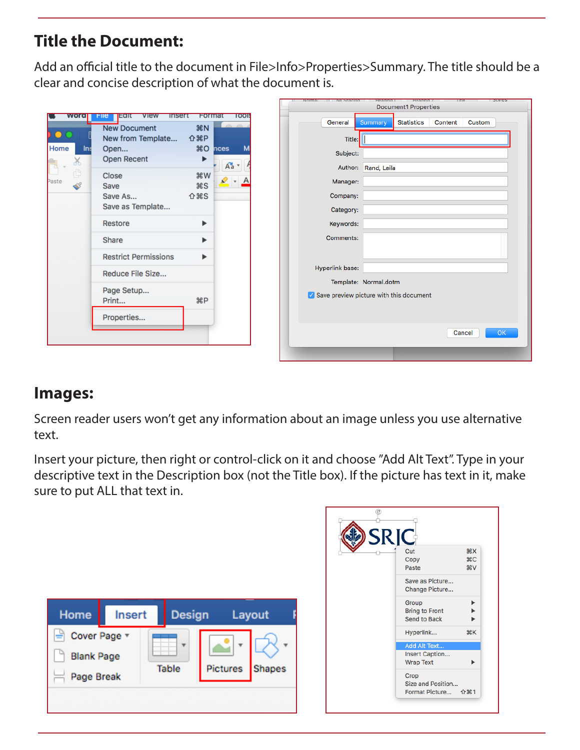## Title the Document:

Add an official title to the document in File>Info>Properties>Summary. The title should be a clear and concise description of what the document is.

## Images:

Screen reader users won't get any information about an image unless you use alternative text.

Insert your picture, then right or control-click on it and choose "Add Alt Text". Type in your descriptive text in the Description box (not the Title box). If the picture has text in it, make sure to put ALL that text in.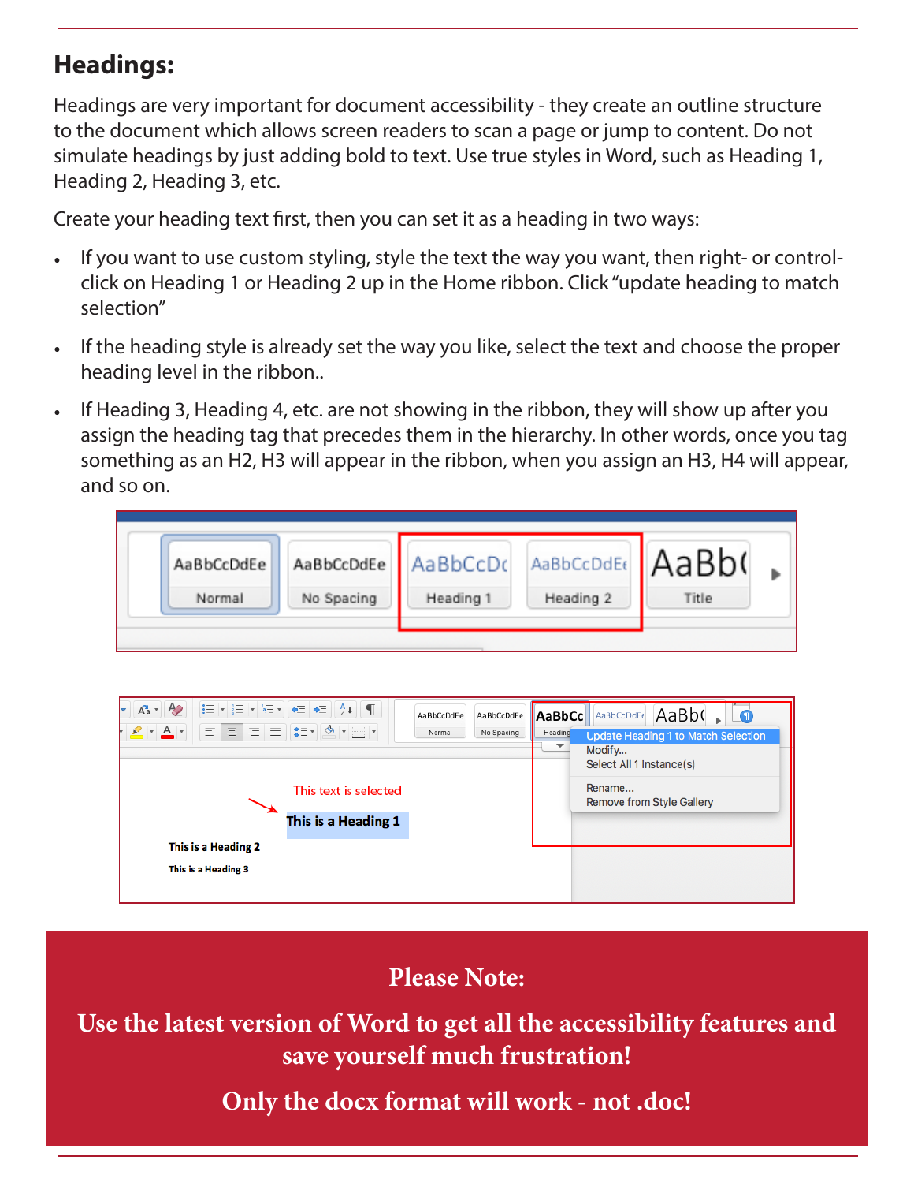## Headings:

Headings are very important for document accessibility - they create an outline structure to the document which allows screen readers to scan a page or jump to content. Do not simulate headings by just adding bold to text. Use true styles in Word, such as Heading 1, Heading 2, Heading 3, etc.

Create your heading text first, then you can set it as a heading in two ways:

- If you want to use custom styling, style the text the way you want, then right- or control-click on Heading 1 or Heading 2 up in the Home ribbon. Click "update heading to match selection"
- If the heading style is already set the way you like, select the text and choose the proper heading level in the ribbon..
- If Heading 3, Heading 4, etc. are not showing in the ribbon, they will show up after you assign the heading tag that precedes them in the hierarchy. In other words, once you tag something as an H2, H3 will appear in the ribbon, when you assign an H3, H4 will appear, and so on.

**Please Note:**

**Use the latest version of Word to get all the accessibility features and save yourself much frustration!**

**Only the docx format will work - not .doc!**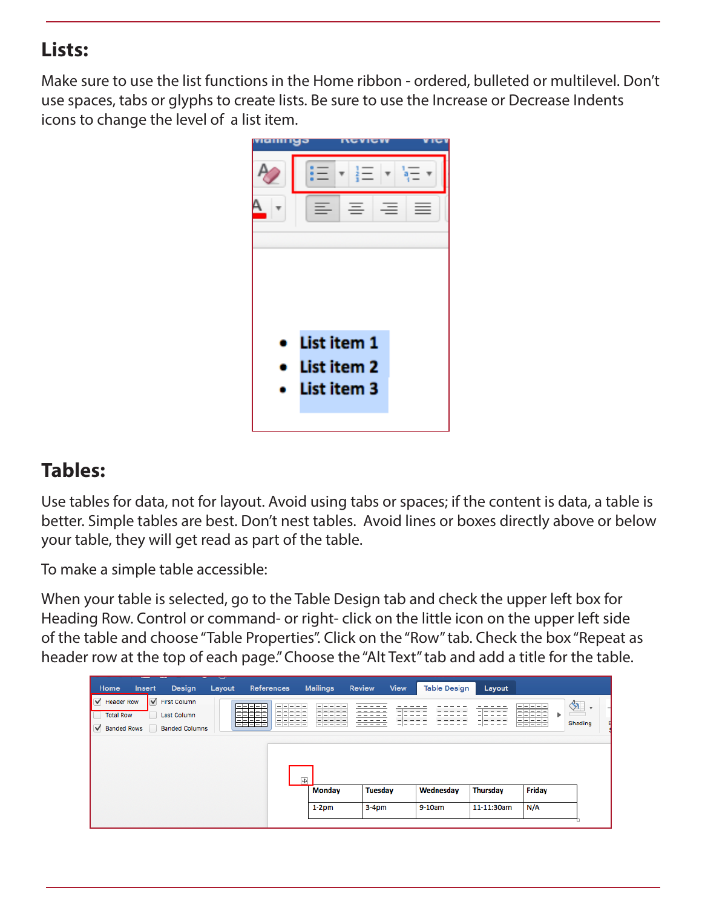## Lists:

Make sure to use the list functions in the Home ribbon - ordered, bulleted or multilevel. Don't use spaces, tabs or glyphs to create lists. Be sure to use the Increase or Decrease Indents icons to change the level of a list item.

## Tables:

Use tables for data, not for layout. Avoid using tabs or spaces; if the content is data, a table is better. Simple tables are best. Don't nest tables. Avoid lines or boxes directly above or below your table, they will get read as part of the table.

To make a simple table accessible:

When your table is selected, go to the Table Design tab and check the upper left box for Heading Row. Control or command- or right- click on the little icon on the upper left side of the table and choose "Table Properties". Click on the "Row" tab. Check the box "Repeat as header row at the top of each page." Choose the "Alt Text" tab and add a title for the table.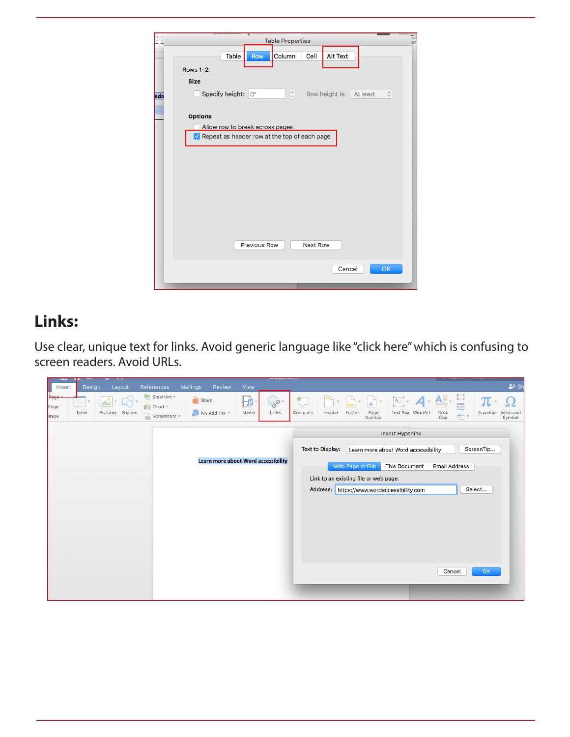## Links:

Use clear, unique text for links. Avoid generic language like "click here" which is confusing to screen readers. Avoid URLs.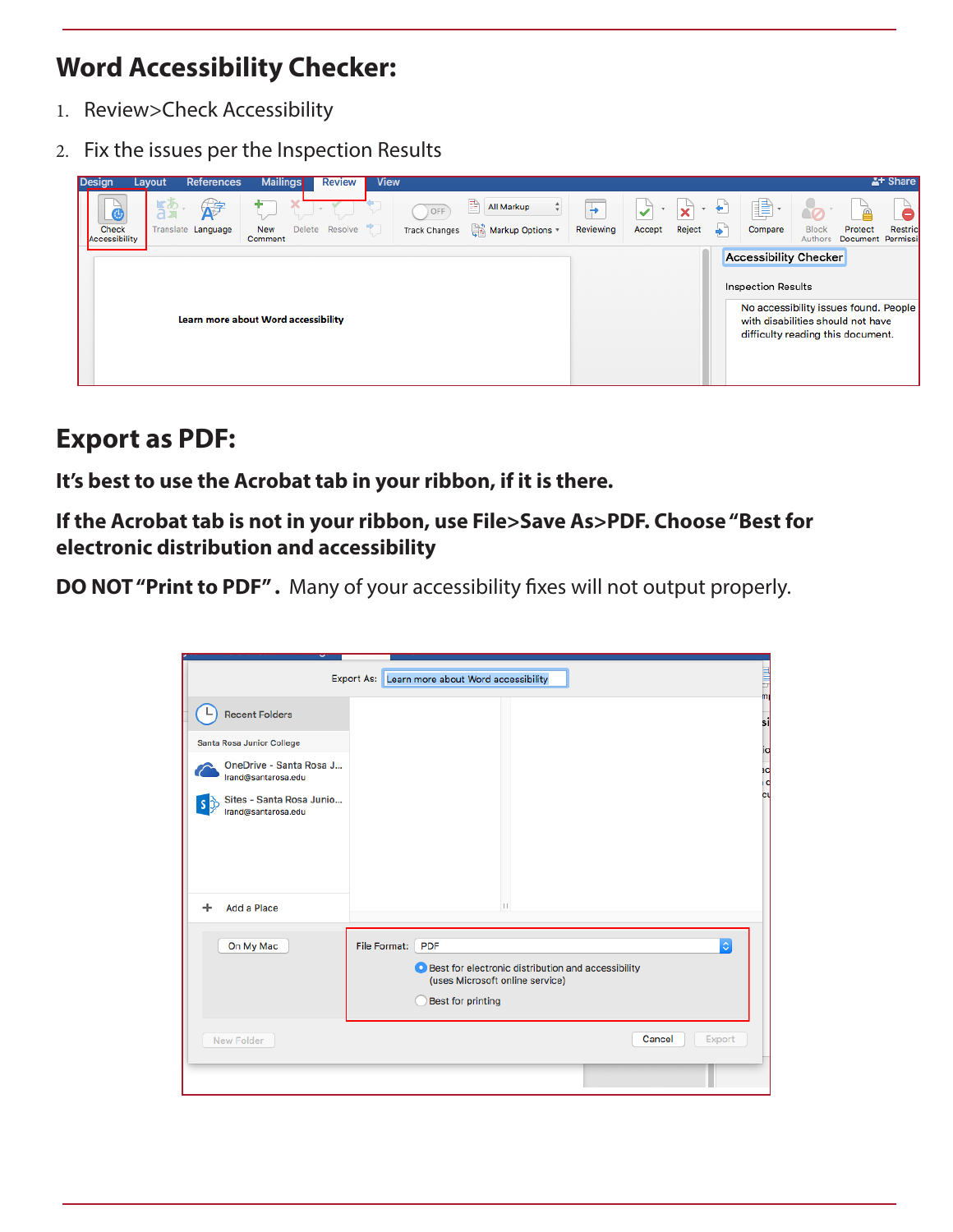## Word Accessibility Checker:

1. Review>Check Accessibility
2. Fix the issues per the Inspection Results

## Export as PDF:

**It's best to use the Acrobat tab in your ribbon, if it is there.**

**If the Acrobat tab is not in your ribbon, use File>Save As>PDF. Choose "Best for electronic distribution and accessibility**

**DO NOT "Print to PDF".** Many of your accessibility fixes will not output properly.